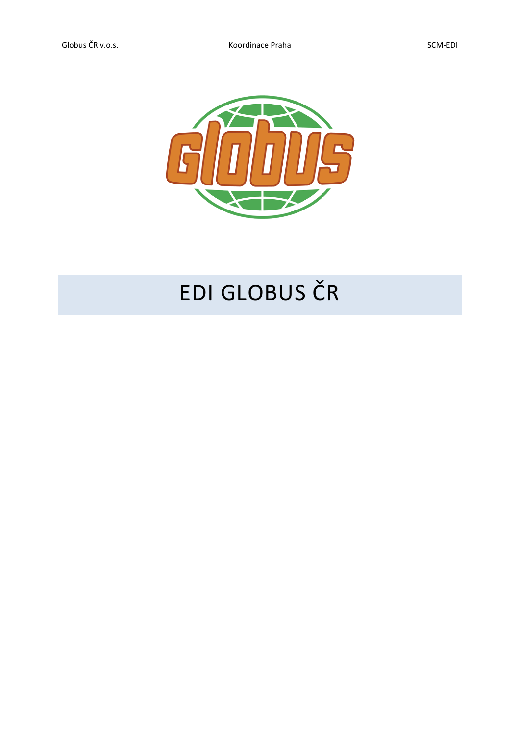# EDI GLOBUS ČR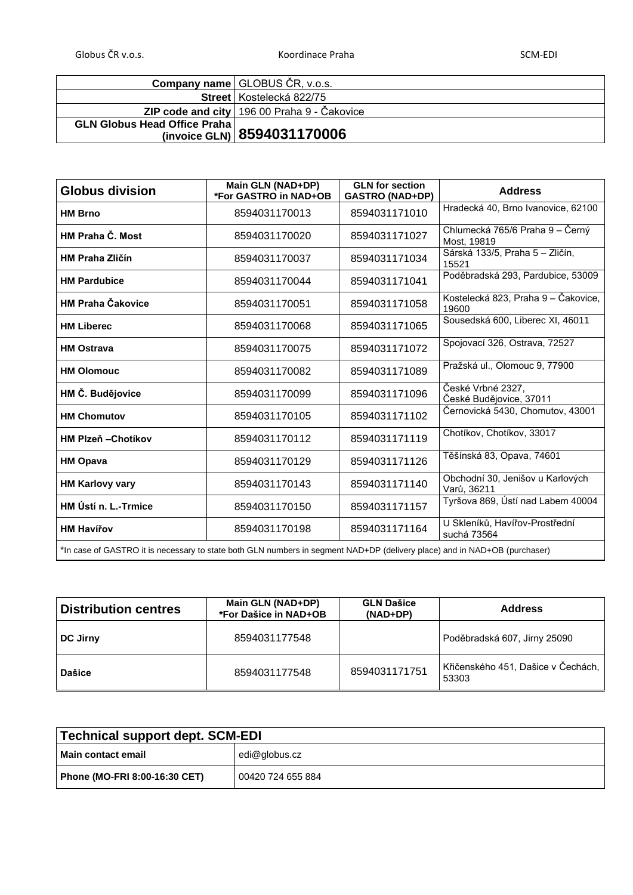| Company name | GLOBUS ČR, v.o.s. |
|---:|---|
| Street | Kostelecká 822/75 |
| ZIP code and city | 196 00 Praha 9 - Čakovice |
| GLN Globus Head Office Praha (invoice GLN) | **8594031170006** |

| Globus division | Main GLN (NAD+DP) *For GASTRO in NAD+OB | GLN for section GASTRO (NAD+DP) | Address |
|---|---|---|---|
| **HM Brno** | 8594031170013 | 8594031171010 | Hradecká 40, Brno Ivanovice, 62100 |
| **HM Praha Č. Most** | 8594031170020 | 8594031171027 | Chlumecká 765/6 Praha 9 – Černý Most, 19819 |
| **HM Praha Zličín** | 8594031170037 | 8594031171034 | Sárská 133/5, Praha 5 – Zličín, 15521 |
| **HM Pardubice** | 8594031170044 | 8594031171041 | Poděbradská 293, Pardubice, 53009 |
| **HM Praha Čakovice** | 8594031170051 | 8594031171058 | Kostelecká 823, Praha 9 – Čakovice, 19600 |
| **HM Liberec** | 8594031170068 | 8594031171065 | Sousedská 600, Liberec XI, 46011 |
| **HM Ostrava** | 8594031170075 | 8594031171072 | Spojovací 326, Ostrava, 72527 |
| **HM Olomouc** | 8594031170082 | 8594031171089 | Pražská ul., Olomouc 9, 77900 |
| **HM Č. Budějovice** | 8594031170099 | 8594031171096 | České Vrbné 2327, České Budějovice, 37011 |
| **HM Chomutov** | 8594031170105 | 8594031171102 | Černovická 5430, Chomutov, 43001 |
| **HM Plzeň –Chotíkov** | 8594031170112 | 8594031171119 | Chotíkov, Chotíkov, 33017 |
| **HM Opava** | 8594031170129 | 8594031171126 | Těšínská 83, Opava, 74601 |
| **HM Karlovy vary** | 8594031170143 | 8594031171140 | Obchodní 30, Jenišov u Karlových Varů, 36211 |
| **HM Ústí n. L.-Trmice** | 8594031170150 | 8594031171157 | Tyršova 869, Ústí nad Labem 40004 |
| **HM Havířov** | 8594031170198 | 8594031171164 | U Skleníků, Havířov-Prostřední suchá 73564 |
| *In case of GASTRO it is necessary to state both GLN numbers in segment NAD+DP (delivery place) and in NAD+OB (purchaser) | | | |

| Distribution centres | Main GLN (NAD+DP) *For Dašice in NAD+OB | GLN Dašice (NAD+DP) | Address |
|---|---|---|---|
| **DC Jirny** | 8594031177548 | | Poděbradská 607, Jirny 25090 |
| **Dašice** | 8594031177548 | 8594031171751 | Křičenského 451, Dašice v Čechách, 53303 |

| Technical support dept. SCM-EDI | |
|---|---|
| **Main contact email** | edi@globus.cz |
| **Phone (MO-FRI 8:00-16:30 CET)** | 00420 724 655 884 |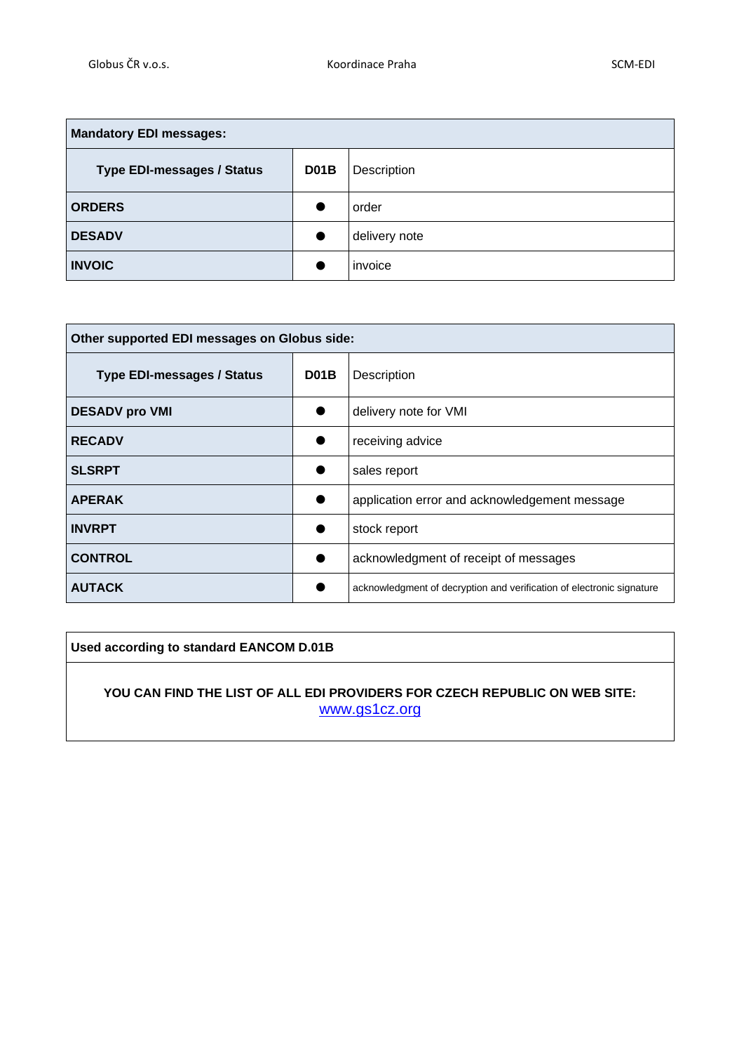| Mandatory EDI messages: | | |
|---|---|---|
| **Type EDI-messages / Status** | **D01B** | Description |
| **ORDERS** | ● | order |
| **DESADV** | ● | delivery note |
| **INVOIC** | ● | invoice |

| Other supported EDI messages on Globus side: | | |
|---|---|---|
| **Type EDI-messages / Status** | **D01B** | Description |
| **DESADV pro VMI** | ● | delivery note for VMI |
| **RECADV** | ● | receiving advice |
| **SLSRPT** | ● | sales report |
| **APERAK** | ● | application error and acknowledgement message |
| **INVRPT** | ● | stock report |
| **CONTROL** | ● | acknowledgment of receipt of messages |
| **AUTACK** | ● | acknowledgment of decryption and verification of electronic signature |

**Used according to standard EANCOM D.01B**

**YOU CAN FIND THE LIST OF ALL EDI PROVIDERS FOR CZECH REPUBLIC ON WEB SITE:**
www.gs1cz.org